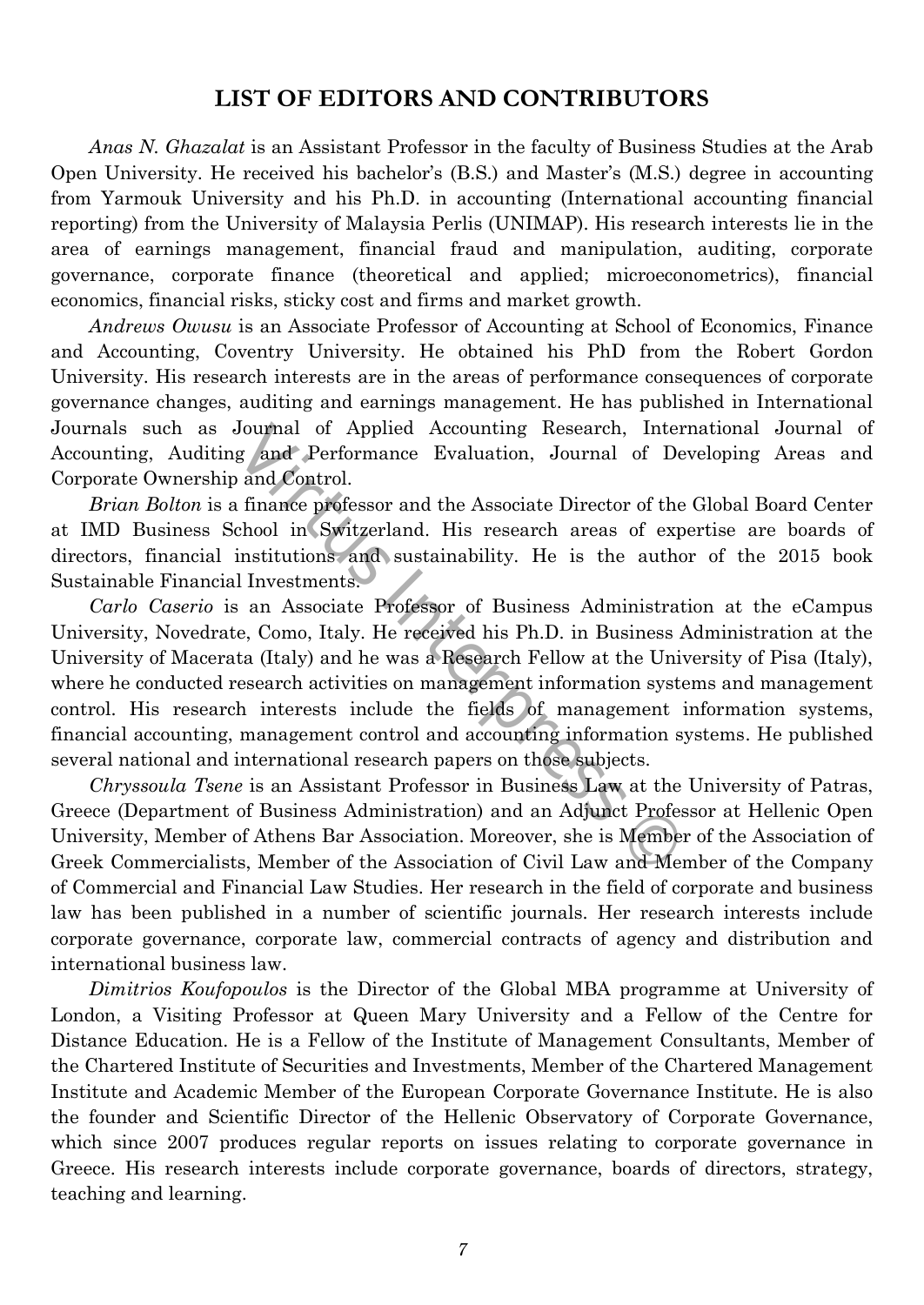## LIST OF EDITORS AND CONTRIBUTORS

*Anas N. Ghazalat* is an Assistant Professor in the faculty of Business Studies at the Arab Open University. He received his bachelor's (B.S.) and Master's (M.S.) degree in accounting from Yarmouk University and his Ph.D. in accounting (International accounting financial reporting) from the University of Malaysia Perlis (UNIMAP). His research interests lie in the area of earnings management, financial fraud and manipulation, auditing, corporate governance, corporate finance (theoretical and applied; microeconometrics), financial economics, financial risks, sticky cost and firms and market growth.

*Andrews Owusu* is an Associate Professor of Accounting at School of Economics, Finance and Accounting, Coventry University. He obtained his PhD from the Robert Gordon University. His research interests are in the areas of performance consequences of corporate governance changes, auditing and earnings management. He has published in International Journals such as Journal of Applied Accounting Research, International Journal of Accounting, Auditing and Performance Evaluation, Journal of Developing Areas and Corporate Ownership and Control.

*Brian Bolton* is a finance professor and the Associate Director of the Global Board Center at IMD Business School in Switzerland. His research areas of expertise are boards of directors, financial institutions and sustainability. He is the author of the 2015 book Sustainable Financial Investments.

*Carlo Caserio* is an Associate Professor of Business Administration at the eCampus University, Novedrate, Como, Italy. He received his Ph.D. in Business Administration at the University of Macerata (Italy) and he was a Research Fellow at the University of Pisa (Italy), where he conducted research activities on management information systems and management control. His research interests include the fields of management information systems, financial accounting, management control and accounting information systems. He published several national and international research papers on those subjects.

*Chryssoula Tsene* is an Assistant Professor in Business Law at the University of Patras, Greece (Department of Business Administration) and an Adjunct Professor at Hellenic Open University, Member of Athens Bar Association. Moreover, she is Member of the Association of Greek Commercialists, Member of the Association of Civil Law and Member of the Company of Commercial and Financial Law Studies. Her research in the field of corporate and business law has been published in a number of scientific journals. Her research interests include corporate governance, corporate law, commercial contracts of agency and distribution and international business law.

*Dimitrios Koufopoulos* is the Director of the Global MBA programme at University of London, a Visiting Professor at Queen Mary University and a Fellow of the Centre for Distance Education. He is a Fellow of the Institute of Management Consultants, Member of the Chartered Institute of Securities and Investments, Member of the Chartered Management Institute and Academic Member of the European Corporate Governance Institute. He is also the founder and Scientific Director of the Hellenic Observatory of Corporate Governance, which since 2007 produces regular reports on issues relating to corporate governance in Greece. His research interests include corporate governance, boards of directors, strategy, teaching and learning.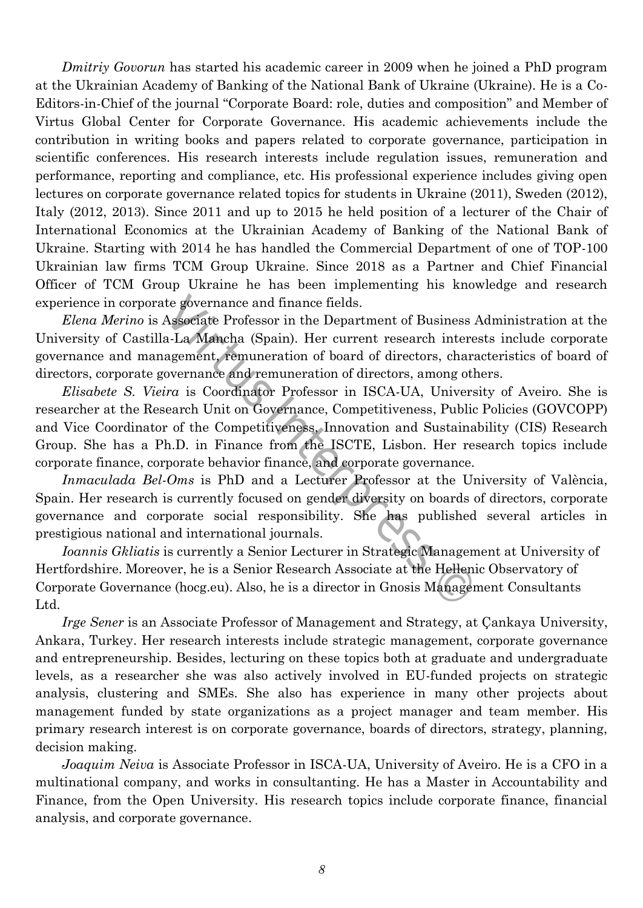*Dmitriy Govorun* has started his academic career in 2009 when he joined a PhD program at the Ukrainian Academy of Banking of the National Bank of Ukraine (Ukraine). He is a Co-Editors-in-Chief of the journal "Corporate Board: role, duties and composition" and Member of Virtus Global Center for Corporate Governance. His academic achievements include the contribution in writing books and papers related to corporate governance, participation in scientific conferences. His research interests include regulation issues, remuneration and performance, reporting and compliance, etc. His professional experience includes giving open lectures on corporate governance related topics for students in Ukraine (2011), Sweden (2012), Italy (2012, 2013). Since 2011 and up to 2015 he held position of a lecturer of the Chair of International Economics at the Ukrainian Academy of Banking of the National Bank of Ukraine. Starting with 2014 he has handled the Commercial Department of one of TOP-100 Ukrainian law firms TCM Group Ukraine. Since 2018 as a Partner and Chief Financial Officer of TCM Group Ukraine he has been implementing his knowledge and research experience in corporate governance and finance fields.

*Elena Merino* is Associate Professor in the Department of Business Administration at the University of Castilla-La Mancha (Spain). Her current research interests include corporate governance and management, remuneration of board of directors, characteristics of board of directors, corporate governance and remuneration of directors, among others.

*Elisabete S. Vieira* is Coordinator Professor in ISCA-UA, University of Aveiro. She is researcher at the Research Unit on Governance, Competitiveness, Public Policies (GOVCOPP) and Vice Coordinator of the Competitiveness, Innovation and Sustainability (CIS) Research Group. She has a Ph.D. in Finance from the ISCTE, Lisbon. Her research topics include corporate finance, corporate behavior finance, and corporate governance.

*Inmaculada Bel-Oms* is PhD and a Lecturer Professor at the University of València, Spain. Her research is currently focused on gender diversity on boards of directors, corporate governance and corporate social responsibility. She has published several articles in prestigious national and international journals.

*Ioannis Gkliatis* is currently a Senior Lecturer in Strategic Management at University of Hertfordshire. Moreover, he is a Senior Research Associate at the Hellenic Observatory of Corporate Governance (hocg.eu). Also, he is a director in Gnosis Management Consultants Ltd.

*Irge Sener* is an Associate Professor of Management and Strategy, at Çankaya University, Ankara, Turkey. Her research interests include strategic management, corporate governance and entrepreneurship. Besides, lecturing on these topics both at graduate and undergraduate levels, as a researcher she was also actively involved in EU-funded projects on strategic analysis, clustering and SMEs. She also has experience in many other projects about management funded by state organizations as a project manager and team member. His primary research interest is on corporate governance, boards of directors, strategy, planning, decision making.

*Joaquim Neiva* is Associate Professor in ISCA-UA, University of Aveiro. He is a CFO in a multinational company, and works in consultanting. He has a Master in Accountability and Finance, from the Open University. His research topics include corporate finance, financial analysis, and corporate governance.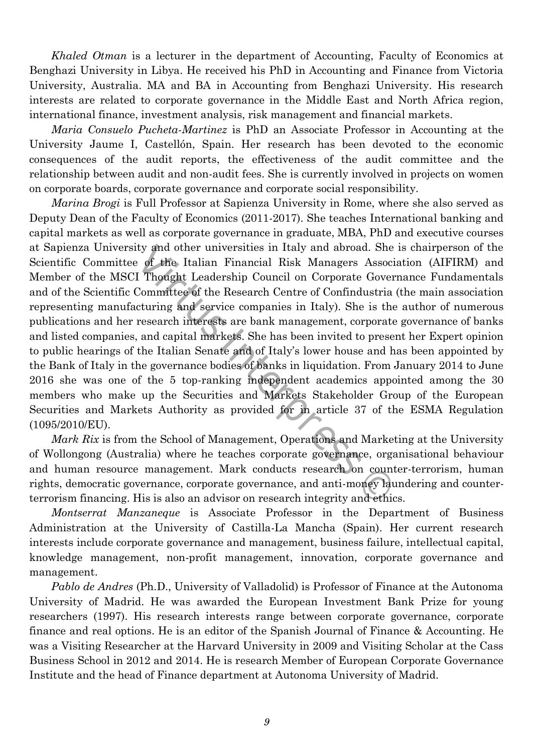*Khaled Otman* is a lecturer in the department of Accounting, Faculty of Economics at Benghazi University in Libya. He received his PhD in Accounting and Finance from Victoria University, Australia. MA and BA in Accounting from Benghazi University. His research interests are related to corporate governance in the Middle East and North Africa region, international finance, investment analysis, risk management and financial markets.

*Maria Consuelo Pucheta-Martinez* is PhD an Associate Professor in Accounting at the University Jaume I, Castellón, Spain. Her research has been devoted to the economic consequences of the audit reports, the effectiveness of the audit committee and the relationship between audit and non-audit fees. She is currently involved in projects on women on corporate boards, corporate governance and corporate social responsibility.

*Marina Brogi* is Full Professor at Sapienza University in Rome, where she also served as Deputy Dean of the Faculty of Economics (2011-2017). She teaches International banking and capital markets as well as corporate governance in graduate, MBA, PhD and executive courses at Sapienza University and other universities in Italy and abroad. She is chairperson of the Scientific Committee of the Italian Financial Risk Managers Association (AIFIRM) and Member of the MSCI Thought Leadership Council on Corporate Governance Fundamentals and of the Scientific Committee of the Research Centre of Confindustria (the main association representing manufacturing and service companies in Italy). She is the author of numerous publications and her research interests are bank management, corporate governance of banks and listed companies, and capital markets. She has been invited to present her Expert opinion to public hearings of the Italian Senate and of Italy's lower house and has been appointed by the Bank of Italy in the governance bodies of banks in liquidation. From January 2014 to June 2016 she was one of the 5 top-ranking independent academics appointed among the 30 members who make up the Securities and Markets Stakeholder Group of the European Securities and Markets Authority as provided for in article 37 of the ESMA Regulation (1095/2010/EU).

*Mark Rix* is from the School of Management, Operations and Marketing at the University of Wollongong (Australia) where he teaches corporate governance, organisational behaviour and human resource management. Mark conducts research on counter-terrorism, human rights, democratic governance, corporate governance, and anti-money laundering and counter-terrorism financing. His is also an advisor on research integrity and ethics.

*Montserrat Manzaneque* is Associate Professor in the Department of Business Administration at the University of Castilla-La Mancha (Spain). Her current research interests include corporate governance and management, business failure, intellectual capital, knowledge management, non-profit management, innovation, corporate governance and management.

*Pablo de Andres* (Ph.D., University of Valladolid) is Professor of Finance at the Autonoma University of Madrid. He was awarded the European Investment Bank Prize for young researchers (1997). His research interests range between corporate governance, corporate finance and real options. He is an editor of the Spanish Journal of Finance & Accounting. He was a Visiting Researcher at the Harvard University in 2009 and Visiting Scholar at the Cass Business School in 2012 and 2014. He is research Member of European Corporate Governance Institute and the head of Finance department at Autonoma University of Madrid.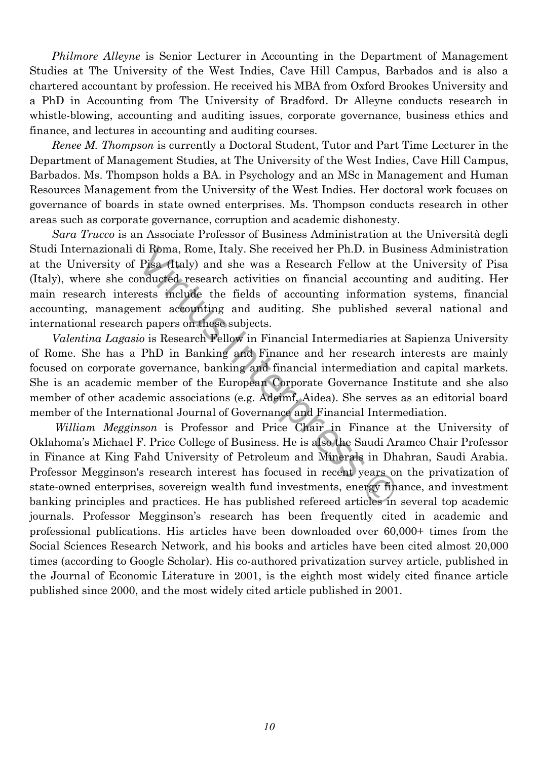*Philmore Alleyne* is Senior Lecturer in Accounting in the Department of Management Studies at The University of the West Indies, Cave Hill Campus, Barbados and is also a chartered accountant by profession. He received his MBA from Oxford Brookes University and a PhD in Accounting from The University of Bradford. Dr Alleyne conducts research in whistle-blowing, accounting and auditing issues, corporate governance, business ethics and finance, and lectures in accounting and auditing courses.

*Renee M. Thompson* is currently a Doctoral Student, Tutor and Part Time Lecturer in the Department of Management Studies, at The University of the West Indies, Cave Hill Campus, Barbados. Ms. Thompson holds a BA. in Psychology and an MSc in Management and Human Resources Management from the University of the West Indies. Her doctoral work focuses on governance of boards in state owned enterprises. Ms. Thompson conducts research in other areas such as corporate governance, corruption and academic dishonesty.

*Sara Trucco* is an Associate Professor of Business Administration at the Università degli Studi Internazionali di Roma, Rome, Italy. She received her Ph.D. in Business Administration at the University of Pisa (Italy) and she was a Research Fellow at the University of Pisa (Italy), where she conducted research activities on financial accounting and auditing. Her main research interests include the fields of accounting information systems, financial accounting, management accounting and auditing. She published several national and international research papers on these subjects.

*Valentina Lagasio* is Research Fellow in Financial Intermediaries at Sapienza University of Rome. She has a PhD in Banking and Finance and her research interests are mainly focused on corporate governance, banking and financial intermediation and capital markets. She is an academic member of the European Corporate Governance Institute and she also member of other academic associations (e.g. Adeimf, Aidea). She serves as an editorial board member of the International Journal of Governance and Financial Intermediation.

*William Megginson* is Professor and Price Chair in Finance at the University of Oklahoma's Michael F. Price College of Business. He is also the Saudi Aramco Chair Professor in Finance at King Fahd University of Petroleum and Minerals in Dhahran, Saudi Arabia. Professor Megginson's research interest has focused in recent years on the privatization of state-owned enterprises, sovereign wealth fund investments, energy finance, and investment banking principles and practices. He has published refereed articles in several top academic journals. Professor Megginson's research has been frequently cited in academic and professional publications. His articles have been downloaded over 60,000+ times from the Social Sciences Research Network, and his books and articles have been cited almost 20,000 times (according to Google Scholar). His co-authored privatization survey article, published in the Journal of Economic Literature in 2001, is the eighth most widely cited finance article published since 2000, and the most widely cited article published in 2001.